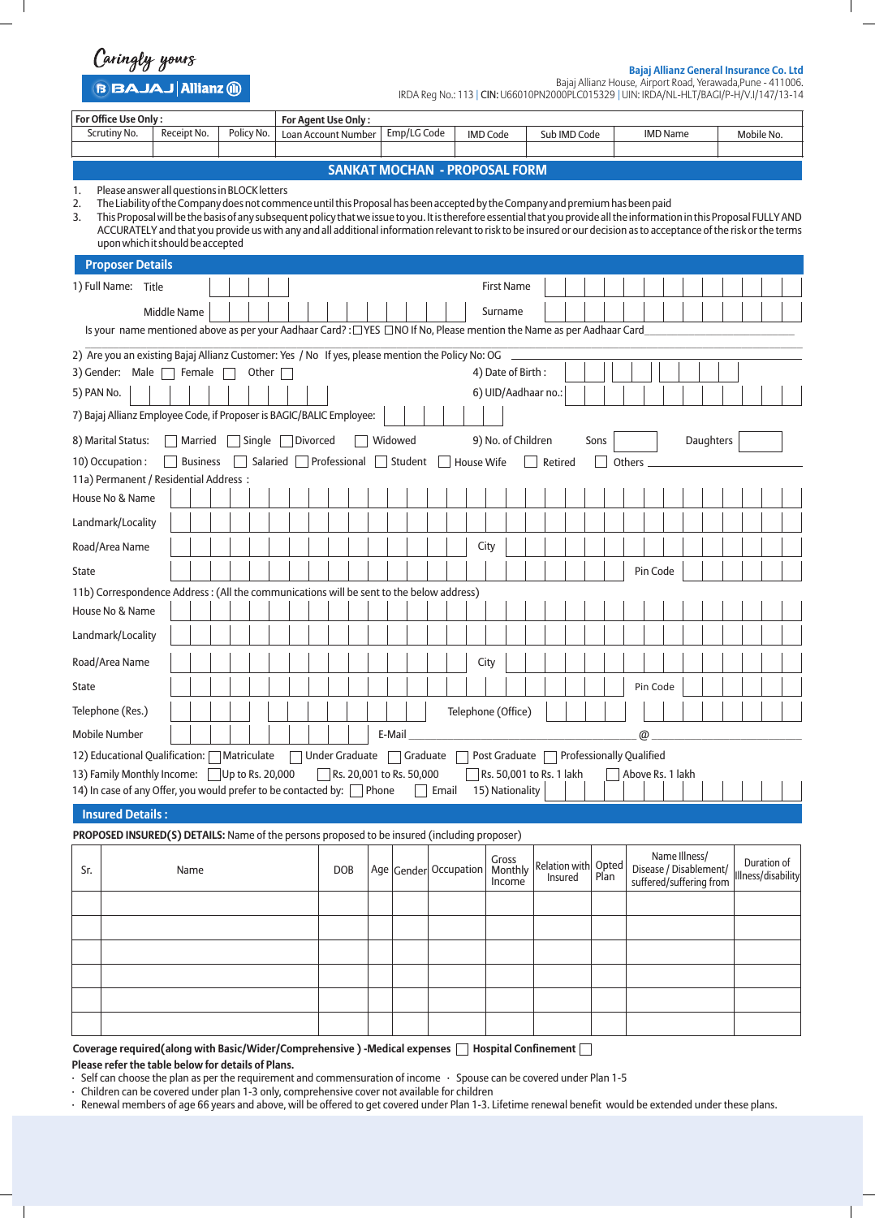Caringly yours

BAJAJ | Allianz

**Bajaj Allianz General Insurance Co. Ltd**
Bajaj Allianz House, Airport Road, Yerawada,Pune - 411006.
IRDA Reg No.: 113 | **CIN:** U66010PN2000PLC015329 | UIN: IRDA/NL-HLT/BAGI/P-H/V.I/147/13-14

| **For Office Use Only :** | | | **For Agent Use Only :** | | | | | |
|---|---|---|---|---|---|---|---|---|
| Scrutiny No. | Receipt No. | Policy No. | Loan Account Number | Emp/LG Code | IMD Code | Sub IMD Code | IMD Name | Mobile No. |
| | | | | | | | | |

## SANKAT MOCHAN - PROPOSAL FORM

1. Please answer all questions in BLOCK letters
2. The Liability of the Company does not commence until this Proposal has been accepted by the Company and premium has been paid
3. This Proposal will be the basis of any subsequent policy that we issue to you. It is therefore essential that you provide all the information in this Proposal FULLY AND ACCURATELY and that you provide us with any and all additional information relevant to risk to be insured or our decision as to acceptance of the risk or the terms upon which it should be accepted

### Proposer Details

1) Full Name: Title ______ First Name ______

Middle Name ______ Surname ______

Is your name mentioned above as per your Aadhaar Card? : ☐YES ☐NO If No, Please mention the Name as per Aadhaar Card ______

2) Are you an existing Bajaj Allianz Customer: Yes / No If yes, please mention the Policy No: OG ______

3) Gender: Male ☐ Female ☐ Other ☐

4) Date of Birth : ______

5) PAN No. ______

6) UID/Aadhaar no.: ______

7) Bajaj Allianz Employee Code, if Proposer is BAGIC/BALIC Employee: ______

8) Marital Status: ☐ Married ☐ Single ☐ Divorced ☐ Widowed

9) No. of Children Sons ______ Daughters ______

10) Occupation : ☐ Business ☐ Salaried ☐ Professional ☐ Student ☐ House Wife ☐ Retired ☐ Others ______

11a) Permanent / Residential Address :

House No & Name ______

Landmark/Locality ______

Road/Area Name ______ City ______

State ______ Pin Code ______

11b) Correspondence Address : (All the communications will be sent to the below address)

House No & Name ______

Landmark/Locality ______

Road/Area Name ______ City ______

State ______ Pin Code ______

Telephone (Res.) ______ Telephone (Office) ______

Mobile Number ______ E-Mail ______ @ ______

12) Educational Qualification: ☐ Matriculate ☐ Under Graduate ☐ Graduate ☐ Post Graduate ☐ Professionally Qualified

13) Family Monthly Income: ☐ Up to Rs. 20,000 ☐ Rs. 20,001 to Rs. 50,000 ☐ Rs. 50,001 to Rs. 1 lakh ☐ Above Rs. 1 lakh

14) In case of any Offer, you would prefer to be contacted by: ☐ Phone ☐ Email

15) Nationality ______

### Insured Details :

**PROPOSED INSURED(S) DETAILS:** Name of the persons proposed to be insured (including proposer)

| Sr. | Name | DOB | Age | Gender | Occupation | Gross Monthly Income | Relation with Insured | Opted Plan | Name Illness/ Disease / Disablement/ suffered/suffering from | Duration of Illness/disability |
|---|---|---|---|---|---|---|---|---|---|---|
| | | | | | | | | | | |
| | | | | | | | | | | |
| | | | | | | | | | | |
| | | | | | | | | | | |
| | | | | | | | | | | |
| | | | | | | | | | | |

**Coverage required(along with Basic/Wider/Comprehensive ) -Medical expenses** ☐ **Hospital Confinement** ☐

**Please refer the table below for details of Plans.**

- Self can choose the plan as per the requirement and commensuration of income · Spouse can be covered under Plan 1-5
- Children can be covered under plan 1-3 only, comprehensive cover not available for children
- Renewal members of age 66 years and above, will be offered to get covered under Plan 1-3. Lifetime renewal benefit would be extended under these plans.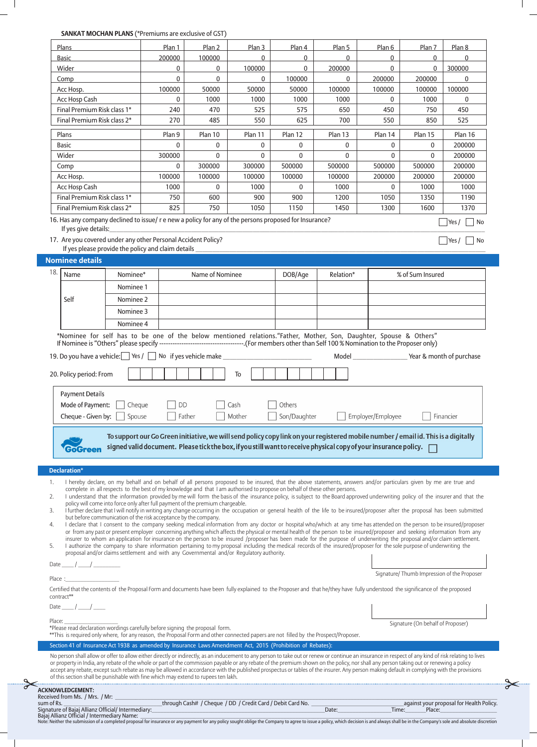**SANKAT MOCHAN PLANS** (*Premiums are exclusive of GST)

| Plans | Plan 1 | Plan 2 | Plan 3 | Plan 4 | Plan 5 | Plan 6 | Plan 7 | Plan 8 |
|---|---|---|---|---|---|---|---|---|
| Basic | 200000 | 100000 | 0 | 0 | 0 | 0 | 0 | 0 |
| Wider | 0 | 0 | 100000 | 0 | 200000 | 0 | 0 | 300000 |
| Comp | 0 | 0 | 0 | 100000 | 0 | 200000 | 200000 | 0 |
| Acc Hosp. | 100000 | 50000 | 50000 | 50000 | 100000 | 100000 | 100000 | 100000 |
| Acc Hosp Cash | 0 | 1000 | 1000 | 1000 | 1000 | 0 | 1000 | 0 |
| Final Premium Risk class 1* | 240 | 470 | 525 | 575 | 650 | 450 | 750 | 450 |
| Final Premium Risk class 2* | 270 | 485 | 550 | 625 | 700 | 550 | 850 | 525 |

| Plans | Plan 9 | Plan 10 | Plan 11 | Plan 12 | Plan 13 | Plan 14 | Plan 15 | Plan 16 |
|---|---|---|---|---|---|---|---|---|
| Basic | 0 | 0 | 0 | 0 | 0 | 0 | 0 | 200000 |
| Wider | 300000 | 0 | 0 | 0 | 0 | 0 | 0 | 200000 |
| Comp | 0 | 300000 | 300000 | 500000 | 500000 | 500000 | 500000 | 200000 |
| Acc Hosp. | 100000 | 100000 | 100000 | 100000 | 100000 | 200000 | 200000 | 200000 |
| Acc Hosp Cash | 1000 | 0 | 1000 | 0 | 1000 | 0 | 1000 | 1000 |
| Final Premium Risk class 1* | 750 | 600 | 900 | 900 | 1200 | 1050 | 1350 | 1190 |
| Final Premium Risk class 2* | 825 | 750 | 1050 | 1150 | 1450 | 1300 | 1600 | 1370 |

16. Has any company declined to issue/ r e new a policy for any of the persons proposed for Insurance? ☐ Yes / ☐ No
If yes give details:

17. Are you covered under any other Personal Accident Policy? ☐ Yes / ☐ No
If yes please provide the policy and claim details

## Nominee details

18.

| Name | Nominee* | Name of Nominee | DOB/Age | Relation* | % of Sum Insured |
|---|---|---|---|---|---|
| Self | Nominee 1 | | | | |
| | Nominee 2 | | | | |
| | Nominee 3 | | | | |
| | Nominee 4 | | | | |

*Nominee for self has to be one of the below mentioned relations."Father, Mother, Son, Daughter, Spouse & Others"
If Nominee is "Others" please specify --------------------------------------.(For members other than Self 100 % Nomination to the Proposer only)

19. Do you have a vehicle: ☐ Yes / ☐ No if yes vehicle make __________ Model __________ Year & month of purchase

20. Policy period: From __________ To __________

Payment Details

Mode of Payment: ☐ Cheque ☐ DD ☐ Cash ☐ Others

Cheque - Given by: ☐ Spouse ☐ Father ☐ Mother ☐ Son/Daughter ☐ Employer/Employee ☐ Financier

GoGreen **To support our Go Green initiative, we will send policy copy link on your registered mobile number / email id. This is a digitally signed valid document. Please tick the box, if you still want to receive physical copy of your insurance policy.** ☐

## Declaration*

1. I hereby declare, on my behalf and on behalf of all persons proposed to be insured, that the above statements, answers and/or particulars given by me are true and complete in all respects to the best of my knowledge and that I am authorised to propose on behalf of these other persons.
2. I understand that the information provided by me will form the basis of the insurance policy, is subject to the Board approved underwriting policy of the insurer and that the policy will come into force only after full payment of the premium chargeable.
3. I further declare that I will notify in writing any change occurring in the occupation or general health of the life to be insured/proposer after the proposal has been submitted but before communication of the risk acceptance by the company.
4. I declare that I consent to the company seeking medical information from any doctor or hospital who/which at any time has attended on the person to be insured/proposer or from any past or present employer concerning anything which affects the physical or mental health of the person to be insured/proposer and seeking information from any insurer to whom an application for insurance on the person to be insured /proposer has been made for the purpose of underwriting the proposal and/or claim settlement.
5. I authorize the company to share information pertaining to my proposal including the medical records of the insured/proposer for the sole purpose of underwriting the proposal and/or claims settlement and with any Governmental and/or Regulatory authority.

Date ____ / ____/ ________

Place :________________

Signature/ Thumb Impression of the Proposer

Certified that the contents of the Proposal Form and documents have been fully explained to the Proposer and that he/she have fully understood the significance of the proposed contract**

Date ____ / ____/ ____

Place: ________________

Signature (On behalf of Proposer)

*Please read declaration wordings carefully before signing the proposal form.
**This is required only where, for any reason, the Proposal Form and other connected papers are not filled by the Prospect/Proposer.

**Section 41 of Insurance Act 1938 as amended by Insurance Laws Amendment Act, 2015 (Prohibition of Rebates):**

No person shall allow or offer to allow either directly or indirectly, as an inducement to any person to take out or renew or continue an insurance in respect of any kind of risk relating to lives or property in India, any rebate of the whole or part of the commission payable or any rebate of the premium shown on the policy, nor shall any person taking out or renewing a policy accept any rebate, except such rebate as may be allowed in accordance with the published prospectus or tables of the insurer. Any person making default in complying with the provisions of this section shall be punishable with fine which may extend to rupees ten lakh.

**ACKNOWLEDGEMENT:**

Received from Ms. / Mrs. / Mr: ________________

sum of Rs. ________ through Cash# / Cheque / DD / Credit Card / Debit Card No. ________ against your proposal for Health Policy.

Signature of Bajaj Allianz Official/ Intermediary: ________ Date: ________ Time: ________ Place: ________

Bajaj Allianz Official / Intermediary Name: ________

Note: Neither the submission of a completed proposal for insurance or any payment for any policy sought oblige the Company to agree to issue a policy, which decision is and always shall be in the Company's sole and absolute discretion